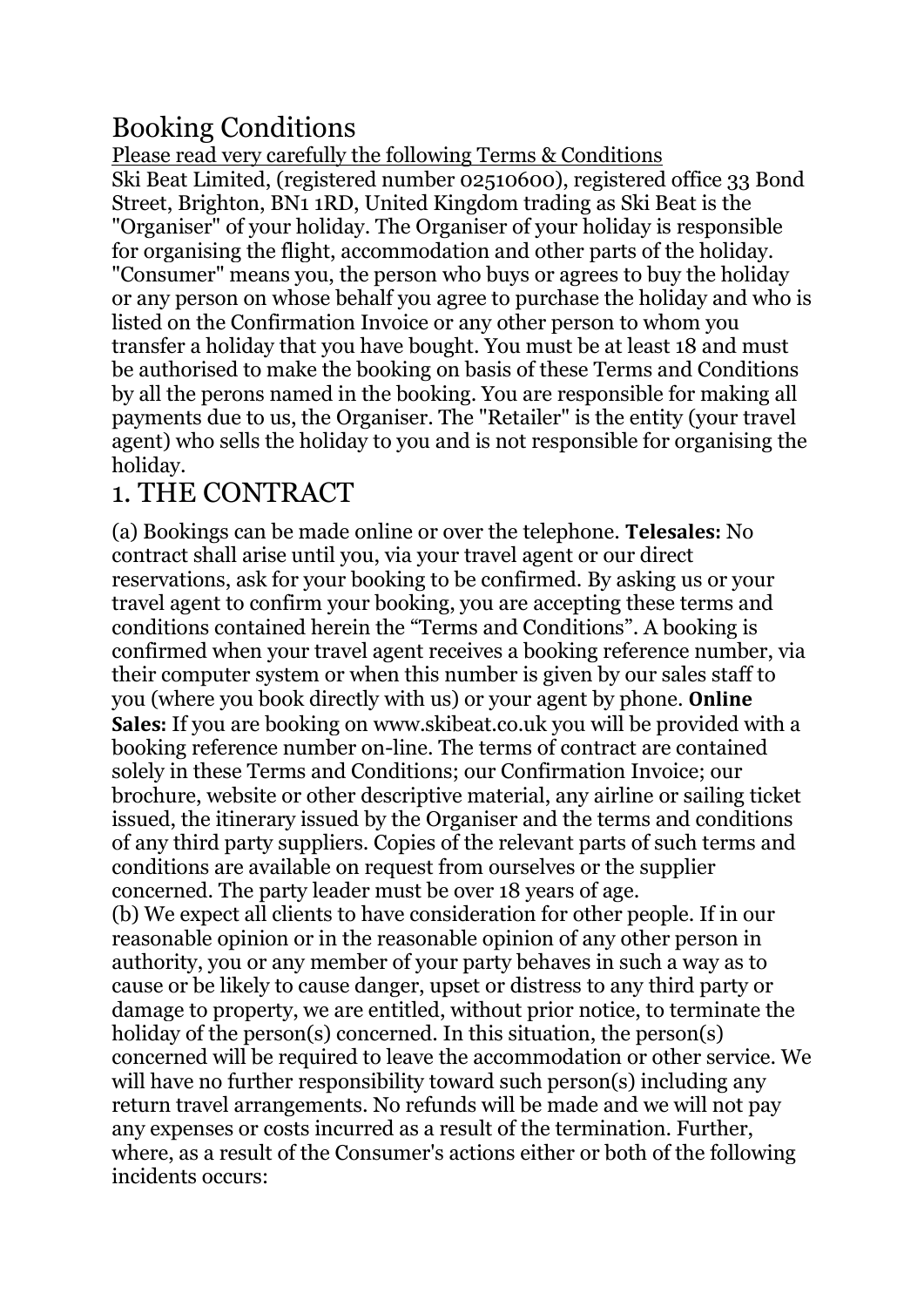# Booking Conditions

Please read very carefully the following Terms & Conditions

Ski Beat Limited, (registered number 02510600), registered office 33 Bond Street, Brighton, BN1 1RD, United Kingdom trading as Ski Beat is the "Organiser" of your holiday. The Organiser of your holiday is responsible for organising the flight, accommodation and other parts of the holiday. "Consumer" means you, the person who buys or agrees to buy the holiday or any person on whose behalf you agree to purchase the holiday and who is listed on the Confirmation Invoice or any other person to whom you transfer a holiday that you have bought. You must be at least 18 and must be authorised to make the booking on basis of these Terms and Conditions by all the perons named in the booking. You are responsible for making all payments due to us, the Organiser. The "Retailer" is the entity (your travel agent) who sells the holiday to you and is not responsible for organising the holiday.

## 1. THE CONTRACT

(a) Bookings can be made online or over the telephone. **Telesales:** No contract shall arise until you, via your travel agent or our direct reservations, ask for your booking to be confirmed. By asking us or your travel agent to confirm your booking, you are accepting these terms and conditions contained herein the "Terms and Conditions". A booking is confirmed when your travel agent receives a booking reference number, via their computer system or when this number is given by our sales staff to you (where you book directly with us) or your agent by phone. **Online Sales:** If you are booking on www.skibeat.co.uk you will be provided with a booking reference number on-line. The terms of contract are contained solely in these Terms and Conditions; our Confirmation Invoice; our brochure, website or other descriptive material, any airline or sailing ticket issued, the itinerary issued by the Organiser and the terms and conditions of any third party suppliers. Copies of the relevant parts of such terms and conditions are available on request from ourselves or the supplier concerned. The party leader must be over 18 years of age.

(b) We expect all clients to have consideration for other people. If in our reasonable opinion or in the reasonable opinion of any other person in authority, you or any member of your party behaves in such a way as to cause or be likely to cause danger, upset or distress to any third party or damage to property, we are entitled, without prior notice, to terminate the holiday of the person(s) concerned. In this situation, the person(s) concerned will be required to leave the accommodation or other service. We will have no further responsibility toward such person(s) including any return travel arrangements. No refunds will be made and we will not pay any expenses or costs incurred as a result of the termination. Further, where, as a result of the Consumer's actions either or both of the following incidents occurs: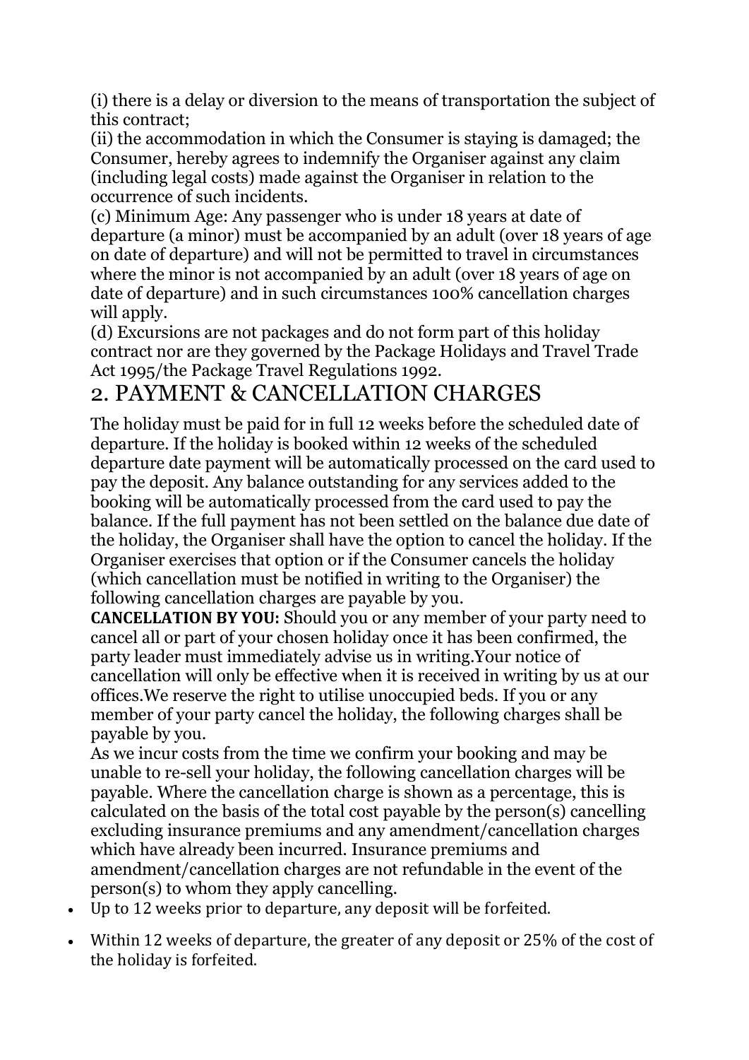(i) there is a delay or diversion to the means of transportation the subject of this contract;
(ii) the accommodation in which the Consumer is staying is damaged; the Consumer, hereby agrees to indemnify the Organiser against any claim (including legal costs) made against the Organiser in relation to the occurrence of such incidents.
(c) Minimum Age: Any passenger who is under 18 years at date of departure (a minor) must be accompanied by an adult (over 18 years of age on date of departure) and will not be permitted to travel in circumstances where the minor is not accompanied by an adult (over 18 years of age on date of departure) and in such circumstances 100% cancellation charges will apply.
(d) Excursions are not packages and do not form part of this holiday contract nor are they governed by the Package Holidays and Travel Trade Act 1995/the Package Travel Regulations 1992.

## 2. PAYMENT & CANCELLATION CHARGES

The holiday must be paid for in full 12 weeks before the scheduled date of departure. If the holiday is booked within 12 weeks of the scheduled departure date payment will be automatically processed on the card used to pay the deposit. Any balance outstanding for any services added to the booking will be automatically processed from the card used to pay the balance. If the full payment has not been settled on the balance due date of the holiday, the Organiser shall have the option to cancel the holiday. If the Organiser exercises that option or if the Consumer cancels the holiday (which cancellation must be notified in writing to the Organiser) the following cancellation charges are payable by you.
**CANCELLATION BY YOU:** Should you or any member of your party need to cancel all or part of your chosen holiday once it has been confirmed, the party leader must immediately advise us in writing.Your notice of cancellation will only be effective when it is received in writing by us at our offices.We reserve the right to utilise unoccupied beds. If you or any member of your party cancel the holiday, the following charges shall be payable by you.
As we incur costs from the time we confirm your booking and may be unable to re-sell your holiday, the following cancellation charges will be payable. Where the cancellation charge is shown as a percentage, this is calculated on the basis of the total cost payable by the person(s) cancelling excluding insurance premiums and any amendment/cancellation charges which have already been incurred. Insurance premiums and amendment/cancellation charges are not refundable in the event of the person(s) to whom they apply cancelling.

- Up to 12 weeks prior to departure, any deposit will be forfeited.
- Within 12 weeks of departure, the greater of any deposit or 25% of the cost of the holiday is forfeited.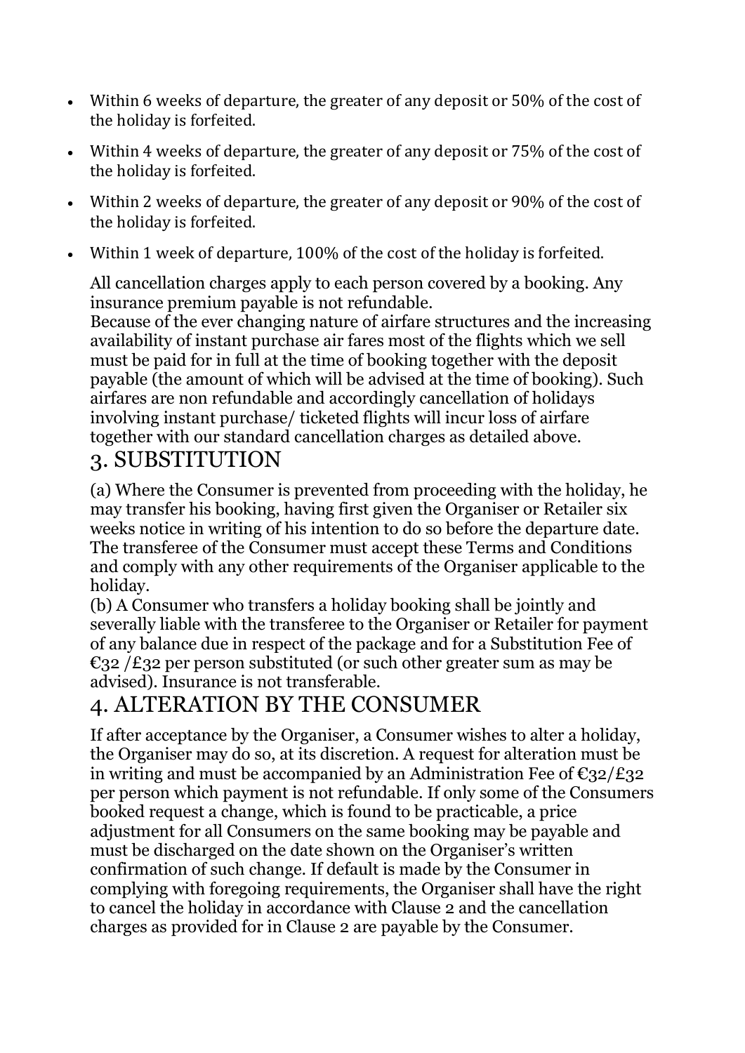- Within 6 weeks of departure, the greater of any deposit or 50% of the cost of the holiday is forfeited.
- Within 4 weeks of departure, the greater of any deposit or 75% of the cost of the holiday is forfeited.
- Within 2 weeks of departure, the greater of any deposit or 90% of the cost of the holiday is forfeited.
- Within 1 week of departure, 100% of the cost of the holiday is forfeited.

All cancellation charges apply to each person covered by a booking. Any insurance premium payable is not refundable.
Because of the ever changing nature of airfare structures and the increasing availability of instant purchase air fares most of the flights which we sell must be paid for in full at the time of booking together with the deposit payable (the amount of which will be advised at the time of booking). Such airfares are non refundable and accordingly cancellation of holidays involving instant purchase/ ticketed flights will incur loss of airfare together with our standard cancellation charges as detailed above.

## 3. SUBSTITUTION

(a) Where the Consumer is prevented from proceeding with the holiday, he may transfer his booking, having first given the Organiser or Retailer six weeks notice in writing of his intention to do so before the departure date. The transferee of the Consumer must accept these Terms and Conditions and comply with any other requirements of the Organiser applicable to the holiday.
(b) A Consumer who transfers a holiday booking shall be jointly and severally liable with the transferee to the Organiser or Retailer for payment of any balance due in respect of the package and for a Substitution Fee of €32 /£32 per person substituted (or such other greater sum as may be advised). Insurance is not transferable.

## 4. ALTERATION BY THE CONSUMER

If after acceptance by the Organiser, a Consumer wishes to alter a holiday, the Organiser may do so, at its discretion. A request for alteration must be in writing and must be accompanied by an Administration Fee of €32/£32 per person which payment is not refundable. If only some of the Consumers booked request a change, which is found to be practicable, a price adjustment for all Consumers on the same booking may be payable and must be discharged on the date shown on the Organiser's written confirmation of such change. If default is made by the Consumer in complying with foregoing requirements, the Organiser shall have the right to cancel the holiday in accordance with Clause 2 and the cancellation charges as provided for in Clause 2 are payable by the Consumer.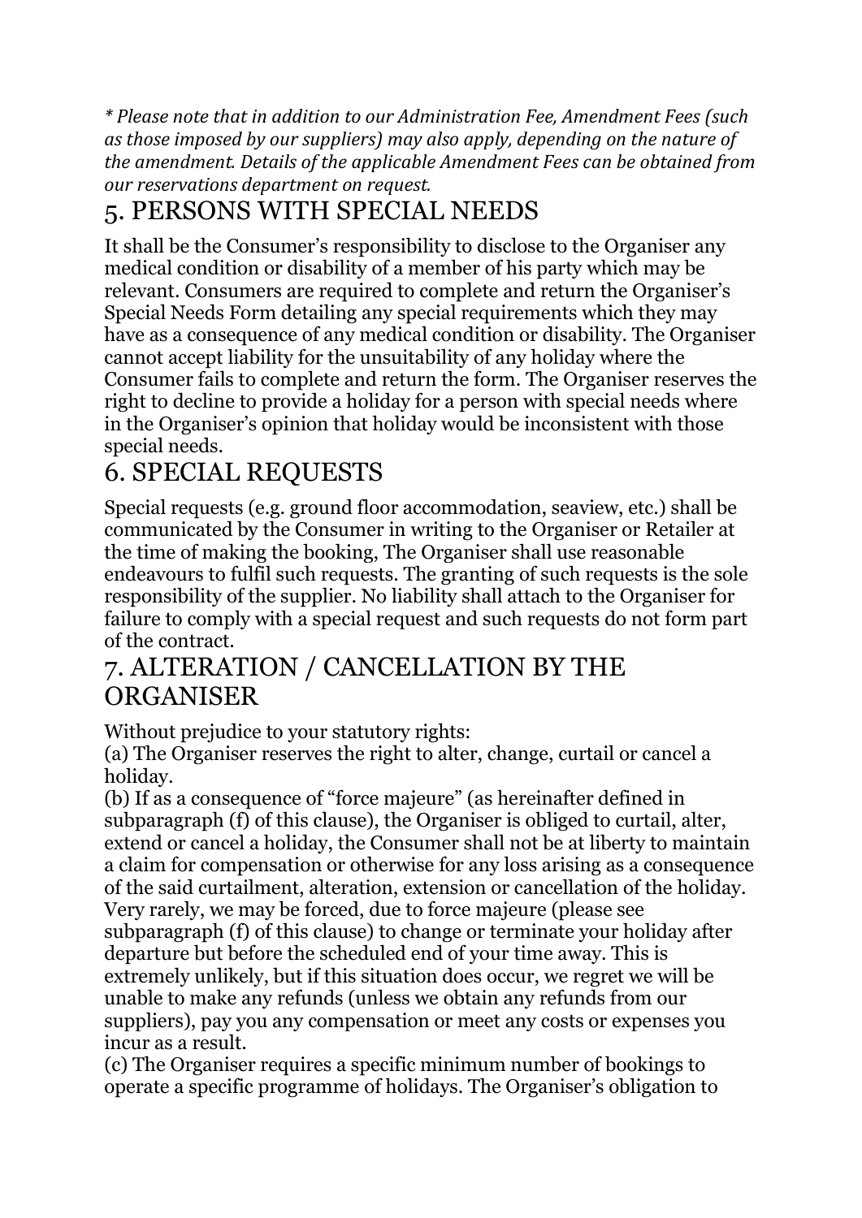*\* Please note that in addition to our Administration Fee, Amendment Fees (such as those imposed by our suppliers) may also apply, depending on the nature of the amendment. Details of the applicable Amendment Fees can be obtained from our reservations department on request.*

## 5. PERSONS WITH SPECIAL NEEDS

It shall be the Consumer's responsibility to disclose to the Organiser any medical condition or disability of a member of his party which may be relevant. Consumers are required to complete and return the Organiser's Special Needs Form detailing any special requirements which they may have as a consequence of any medical condition or disability. The Organiser cannot accept liability for the unsuitability of any holiday where the Consumer fails to complete and return the form. The Organiser reserves the right to decline to provide a holiday for a person with special needs where in the Organiser's opinion that holiday would be inconsistent with those special needs.

## 6. SPECIAL REQUESTS

Special requests (e.g. ground floor accommodation, seaview, etc.) shall be communicated by the Consumer in writing to the Organiser or Retailer at the time of making the booking, The Organiser shall use reasonable endeavours to fulfil such requests. The granting of such requests is the sole responsibility of the supplier. No liability shall attach to the Organiser for failure to comply with a special request and such requests do not form part of the contract.

## 7. ALTERATION / CANCELLATION BY THE ORGANISER

Without prejudice to your statutory rights:

(a) The Organiser reserves the right to alter, change, curtail or cancel a holiday.

(b) If as a consequence of "force majeure" (as hereinafter defined in subparagraph (f) of this clause), the Organiser is obliged to curtail, alter, extend or cancel a holiday, the Consumer shall not be at liberty to maintain a claim for compensation or otherwise for any loss arising as a consequence of the said curtailment, alteration, extension or cancellation of the holiday. Very rarely, we may be forced, due to force majeure (please see subparagraph (f) of this clause) to change or terminate your holiday after departure but before the scheduled end of your time away. This is extremely unlikely, but if this situation does occur, we regret we will be unable to make any refunds (unless we obtain any refunds from our suppliers), pay you any compensation or meet any costs or expenses you incur as a result.

(c) The Organiser requires a specific minimum number of bookings to operate a specific programme of holidays. The Organiser's obligation to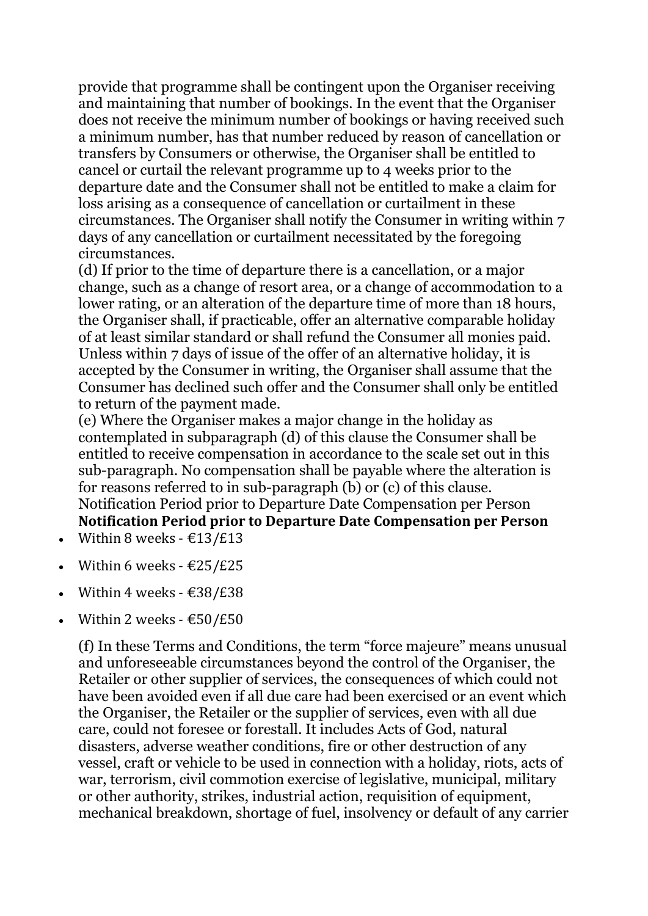provide that programme shall be contingent upon the Organiser receiving and maintaining that number of bookings. In the event that the Organiser does not receive the minimum number of bookings or having received such a minimum number, has that number reduced by reason of cancellation or transfers by Consumers or otherwise, the Organiser shall be entitled to cancel or curtail the relevant programme up to 4 weeks prior to the departure date and the Consumer shall not be entitled to make a claim for loss arising as a consequence of cancellation or curtailment in these circumstances. The Organiser shall notify the Consumer in writing within 7 days of any cancellation or curtailment necessitated by the foregoing circumstances.

(d) If prior to the time of departure there is a cancellation, or a major change, such as a change of resort area, or a change of accommodation to a lower rating, or an alteration of the departure time of more than 18 hours, the Organiser shall, if practicable, offer an alternative comparable holiday of at least similar standard or shall refund the Consumer all monies paid. Unless within 7 days of issue of the offer of an alternative holiday, it is accepted by the Consumer in writing, the Organiser shall assume that the Consumer has declined such offer and the Consumer shall only be entitled to return of the payment made.

(e) Where the Organiser makes a major change in the holiday as contemplated in subparagraph (d) of this clause the Consumer shall be entitled to receive compensation in accordance to the scale set out in this sub-paragraph. No compensation shall be payable where the alteration is for reasons referred to in sub-paragraph (b) or (c) of this clause.
Notification Period prior to Departure Date Compensation per Person

**Notification Period prior to Departure Date Compensation per Person**

- Within 8 weeks - €13/£13
- Within 6 weeks - €25/£25
- Within 4 weeks - €38/£38
- Within 2 weeks - €50/£50

(f) In these Terms and Conditions, the term "force majeure" means unusual and unforeseeable circumstances beyond the control of the Organiser, the Retailer or other supplier of services, the consequences of which could not have been avoided even if all due care had been exercised or an event which the Organiser, the Retailer or the supplier of services, even with all due care, could not foresee or forestall. It includes Acts of God, natural disasters, adverse weather conditions, fire or other destruction of any vessel, craft or vehicle to be used in connection with a holiday, riots, acts of war, terrorism, civil commotion exercise of legislative, municipal, military or other authority, strikes, industrial action, requisition of equipment, mechanical breakdown, shortage of fuel, insolvency or default of any carrier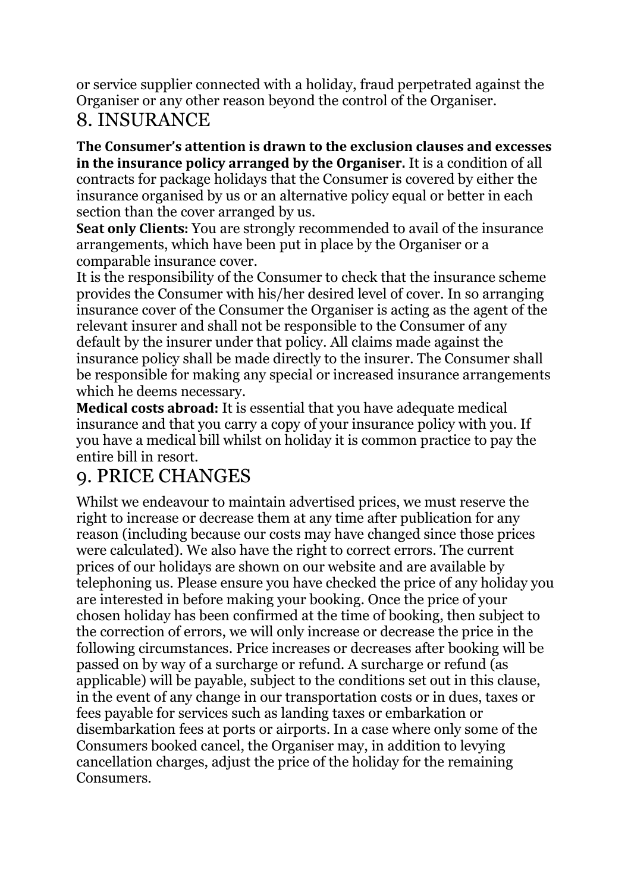or service supplier connected with a holiday, fraud perpetrated against the Organiser or any other reason beyond the control of the Organiser.

## 8. INSURANCE

**The Consumer's attention is drawn to the exclusion clauses and excesses in the insurance policy arranged by the Organiser.** It is a condition of all contracts for package holidays that the Consumer is covered by either the insurance organised by us or an alternative policy equal or better in each section than the cover arranged by us.

**Seat only Clients:** You are strongly recommended to avail of the insurance arrangements, which have been put in place by the Organiser or a comparable insurance cover.

It is the responsibility of the Consumer to check that the insurance scheme provides the Consumer with his/her desired level of cover. In so arranging insurance cover of the Consumer the Organiser is acting as the agent of the relevant insurer and shall not be responsible to the Consumer of any default by the insurer under that policy. All claims made against the insurance policy shall be made directly to the insurer. The Consumer shall be responsible for making any special or increased insurance arrangements which he deems necessary.

**Medical costs abroad:** It is essential that you have adequate medical insurance and that you carry a copy of your insurance policy with you. If you have a medical bill whilst on holiday it is common practice to pay the entire bill in resort.

## 9. PRICE CHANGES

Whilst we endeavour to maintain advertised prices, we must reserve the right to increase or decrease them at any time after publication for any reason (including because our costs may have changed since those prices were calculated). We also have the right to correct errors. The current prices of our holidays are shown on our website and are available by telephoning us. Please ensure you have checked the price of any holiday you are interested in before making your booking. Once the price of your chosen holiday has been confirmed at the time of booking, then subject to the correction of errors, we will only increase or decrease the price in the following circumstances. Price increases or decreases after booking will be passed on by way of a surcharge or refund. A surcharge or refund (as applicable) will be payable, subject to the conditions set out in this clause, in the event of any change in our transportation costs or in dues, taxes or fees payable for services such as landing taxes or embarkation or disembarkation fees at ports or airports. In a case where only some of the Consumers booked cancel, the Organiser may, in addition to levying cancellation charges, adjust the price of the holiday for the remaining Consumers.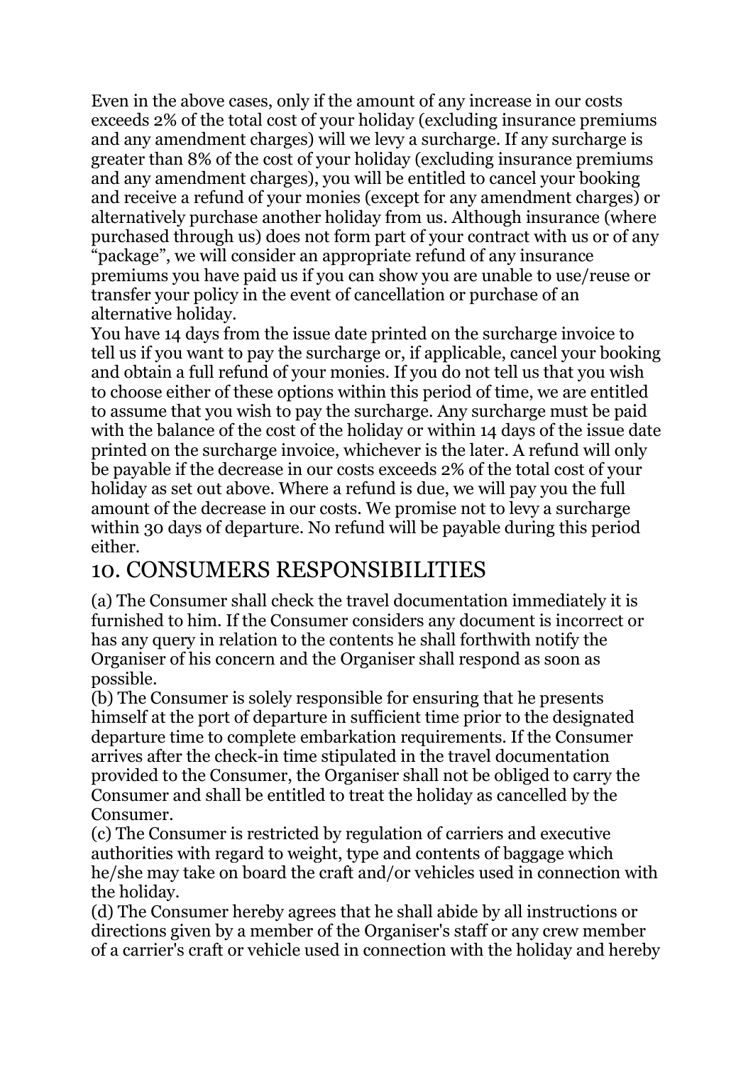Even in the above cases, only if the amount of any increase in our costs exceeds 2% of the total cost of your holiday (excluding insurance premiums and any amendment charges) will we levy a surcharge. If any surcharge is greater than 8% of the cost of your holiday (excluding insurance premiums and any amendment charges), you will be entitled to cancel your booking and receive a refund of your monies (except for any amendment charges) or alternatively purchase another holiday from us. Although insurance (where purchased through us) does not form part of your contract with us or of any "package", we will consider an appropriate refund of any insurance premiums you have paid us if you can show you are unable to use/reuse or transfer your policy in the event of cancellation or purchase of an alternative holiday.

You have 14 days from the issue date printed on the surcharge invoice to tell us if you want to pay the surcharge or, if applicable, cancel your booking and obtain a full refund of your monies. If you do not tell us that you wish to choose either of these options within this period of time, we are entitled to assume that you wish to pay the surcharge. Any surcharge must be paid with the balance of the cost of the holiday or within 14 days of the issue date printed on the surcharge invoice, whichever is the later. A refund will only be payable if the decrease in our costs exceeds 2% of the total cost of your holiday as set out above. Where a refund is due, we will pay you the full amount of the decrease in our costs. We promise not to levy a surcharge within 30 days of departure. No refund will be payable during this period either.

## 10. CONSUMERS RESPONSIBILITIES

(a) The Consumer shall check the travel documentation immediately it is furnished to him. If the Consumer considers any document is incorrect or has any query in relation to the contents he shall forthwith notify the Organiser of his concern and the Organiser shall respond as soon as possible.

(b) The Consumer is solely responsible for ensuring that he presents himself at the port of departure in sufficient time prior to the designated departure time to complete embarkation requirements. If the Consumer arrives after the check-in time stipulated in the travel documentation provided to the Consumer, the Organiser shall not be obliged to carry the Consumer and shall be entitled to treat the holiday as cancelled by the Consumer.

(c) The Consumer is restricted by regulation of carriers and executive authorities with regard to weight, type and contents of baggage which he/she may take on board the craft and/or vehicles used in connection with the holiday.

(d) The Consumer hereby agrees that he shall abide by all instructions or directions given by a member of the Organiser's staff or any crew member of a carrier's craft or vehicle used in connection with the holiday and hereby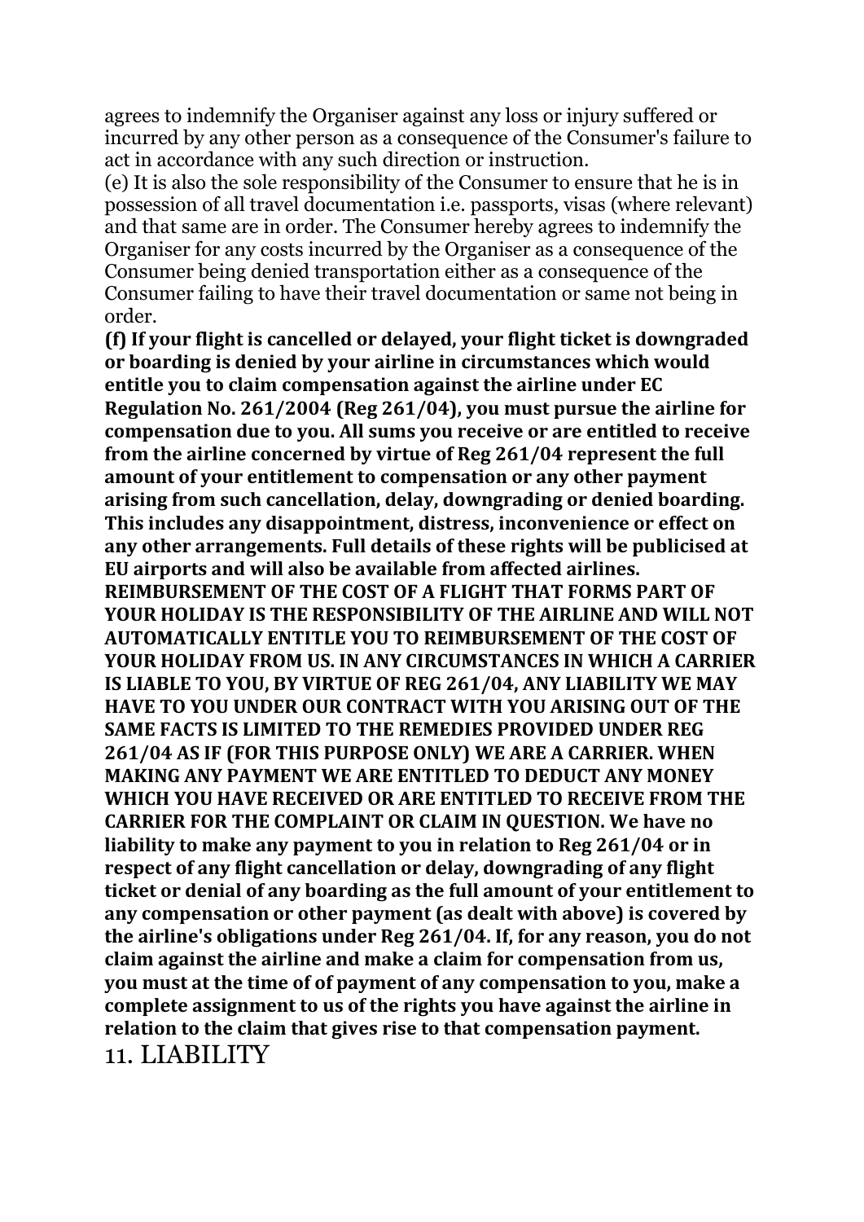agrees to indemnify the Organiser against any loss or injury suffered or incurred by any other person as a consequence of the Consumer's failure to act in accordance with any such direction or instruction.

(e) It is also the sole responsibility of the Consumer to ensure that he is in possession of all travel documentation i.e. passports, visas (where relevant) and that same are in order. The Consumer hereby agrees to indemnify the Organiser for any costs incurred by the Organiser as a consequence of the Consumer being denied transportation either as a consequence of the Consumer failing to have their travel documentation or same not being in order.

**(f) If your flight is cancelled or delayed, your flight ticket is downgraded or boarding is denied by your airline in circumstances which would entitle you to claim compensation against the airline under EC Regulation No. 261/2004 (Reg 261/04), you must pursue the airline for compensation due to you. All sums you receive or are entitled to receive from the airline concerned by virtue of Reg 261/04 represent the full amount of your entitlement to compensation or any other payment arising from such cancellation, delay, downgrading or denied boarding. This includes any disappointment, distress, inconvenience or effect on any other arrangements. Full details of these rights will be publicised at EU airports and will also be available from affected airlines. REIMBURSEMENT OF THE COST OF A FLIGHT THAT FORMS PART OF YOUR HOLIDAY IS THE RESPONSIBILITY OF THE AIRLINE AND WILL NOT AUTOMATICALLY ENTITLE YOU TO REIMBURSEMENT OF THE COST OF YOUR HOLIDAY FROM US. IN ANY CIRCUMSTANCES IN WHICH A CARRIER IS LIABLE TO YOU, BY VIRTUE OF REG 261/04, ANY LIABILITY WE MAY HAVE TO YOU UNDER OUR CONTRACT WITH YOU ARISING OUT OF THE SAME FACTS IS LIMITED TO THE REMEDIES PROVIDED UNDER REG 261/04 AS IF (FOR THIS PURPOSE ONLY) WE ARE A CARRIER. WHEN MAKING ANY PAYMENT WE ARE ENTITLED TO DEDUCT ANY MONEY WHICH YOU HAVE RECEIVED OR ARE ENTITLED TO RECEIVE FROM THE CARRIER FOR THE COMPLAINT OR CLAIM IN QUESTION. We have no liability to make any payment to you in relation to Reg 261/04 or in respect of any flight cancellation or delay, downgrading of any flight ticket or denial of any boarding as the full amount of your entitlement to any compensation or other payment (as dealt with above) is covered by the airline's obligations under Reg 261/04. If, for any reason, you do not claim against the airline and make a claim for compensation from us, you must at the time of of payment of any compensation to you, make a complete assignment to us of the rights you have against the airline in relation to the claim that gives rise to that compensation payment.**

## 11. LIABILITY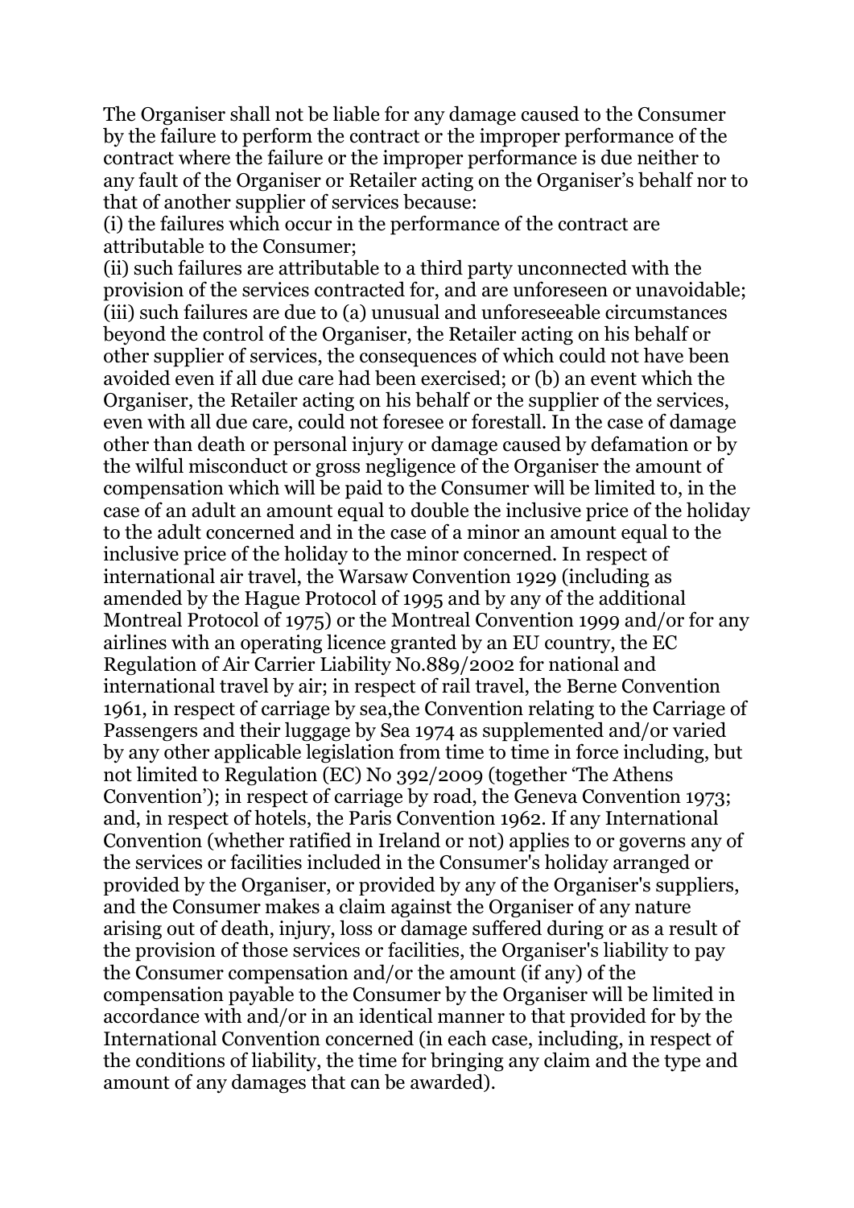The Organiser shall not be liable for any damage caused to the Consumer by the failure to perform the contract or the improper performance of the contract where the failure or the improper performance is due neither to any fault of the Organiser or Retailer acting on the Organiser's behalf nor to that of another supplier of services because:

(i) the failures which occur in the performance of the contract are attributable to the Consumer;

(ii) such failures are attributable to a third party unconnected with the provision of the services contracted for, and are unforeseen or unavoidable;

(iii) such failures are due to (a) unusual and unforeseeable circumstances beyond the control of the Organiser, the Retailer acting on his behalf or other supplier of services, the consequences of which could not have been avoided even if all due care had been exercised; or (b) an event which the Organiser, the Retailer acting on his behalf or the supplier of the services, even with all due care, could not foresee or forestall. In the case of damage other than death or personal injury or damage caused by defamation or by the wilful misconduct or gross negligence of the Organiser the amount of compensation which will be paid to the Consumer will be limited to, in the case of an adult an amount equal to double the inclusive price of the holiday to the adult concerned and in the case of a minor an amount equal to the inclusive price of the holiday to the minor concerned. In respect of international air travel, the Warsaw Convention 1929 (including as amended by the Hague Protocol of 1995 and by any of the additional Montreal Protocol of 1975) or the Montreal Convention 1999 and/or for any airlines with an operating licence granted by an EU country, the EC Regulation of Air Carrier Liability No.889/2002 for national and international travel by air; in respect of rail travel, the Berne Convention 1961, in respect of carriage by sea,the Convention relating to the Carriage of Passengers and their luggage by Sea 1974 as supplemented and/or varied by any other applicable legislation from time to time in force including, but not limited to Regulation (EC) No 392/2009 (together 'The Athens Convention'); in respect of carriage by road, the Geneva Convention 1973; and, in respect of hotels, the Paris Convention 1962. If any International Convention (whether ratified in Ireland or not) applies to or governs any of the services or facilities included in the Consumer's holiday arranged or provided by the Organiser, or provided by any of the Organiser's suppliers, and the Consumer makes a claim against the Organiser of any nature arising out of death, injury, loss or damage suffered during or as a result of the provision of those services or facilities, the Organiser's liability to pay the Consumer compensation and/or the amount (if any) of the compensation payable to the Consumer by the Organiser will be limited in accordance with and/or in an identical manner to that provided for by the International Convention concerned (in each case, including, in respect of the conditions of liability, the time for bringing any claim and the type and amount of any damages that can be awarded).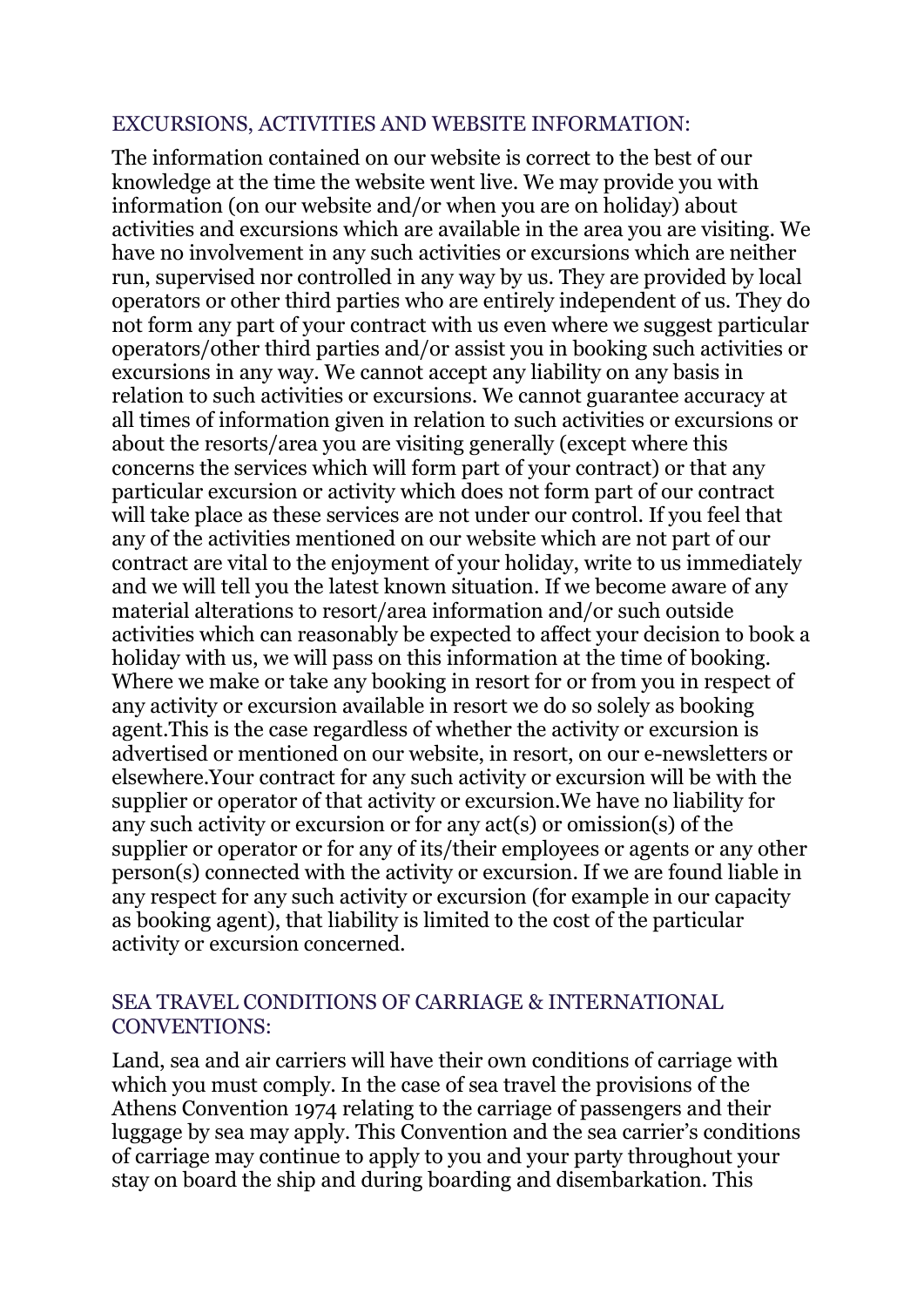## EXCURSIONS, ACTIVITIES AND WEBSITE INFORMATION:

The information contained on our website is correct to the best of our knowledge at the time the website went live. We may provide you with information (on our website and/or when you are on holiday) about activities and excursions which are available in the area you are visiting. We have no involvement in any such activities or excursions which are neither run, supervised nor controlled in any way by us. They are provided by local operators or other third parties who are entirely independent of us. They do not form any part of your contract with us even where we suggest particular operators/other third parties and/or assist you in booking such activities or excursions in any way. We cannot accept any liability on any basis in relation to such activities or excursions. We cannot guarantee accuracy at all times of information given in relation to such activities or excursions or about the resorts/area you are visiting generally (except where this concerns the services which will form part of your contract) or that any particular excursion or activity which does not form part of our contract will take place as these services are not under our control. If you feel that any of the activities mentioned on our website which are not part of our contract are vital to the enjoyment of your holiday, write to us immediately and we will tell you the latest known situation. If we become aware of any material alterations to resort/area information and/or such outside activities which can reasonably be expected to affect your decision to book a holiday with us, we will pass on this information at the time of booking. Where we make or take any booking in resort for or from you in respect of any activity or excursion available in resort we do so solely as booking agent.This is the case regardless of whether the activity or excursion is advertised or mentioned on our website, in resort, on our e-newsletters or elsewhere.Your contract for any such activity or excursion will be with the supplier or operator of that activity or excursion.We have no liability for any such activity or excursion or for any act(s) or omission(s) of the supplier or operator or for any of its/their employees or agents or any other person(s) connected with the activity or excursion. If we are found liable in any respect for any such activity or excursion (for example in our capacity as booking agent), that liability is limited to the cost of the particular activity or excursion concerned.

## SEA TRAVEL CONDITIONS OF CARRIAGE & INTERNATIONAL CONVENTIONS:

Land, sea and air carriers will have their own conditions of carriage with which you must comply. In the case of sea travel the provisions of the Athens Convention 1974 relating to the carriage of passengers and their luggage by sea may apply. This Convention and the sea carrier's conditions of carriage may continue to apply to you and your party throughout your stay on board the ship and during boarding and disembarkation. This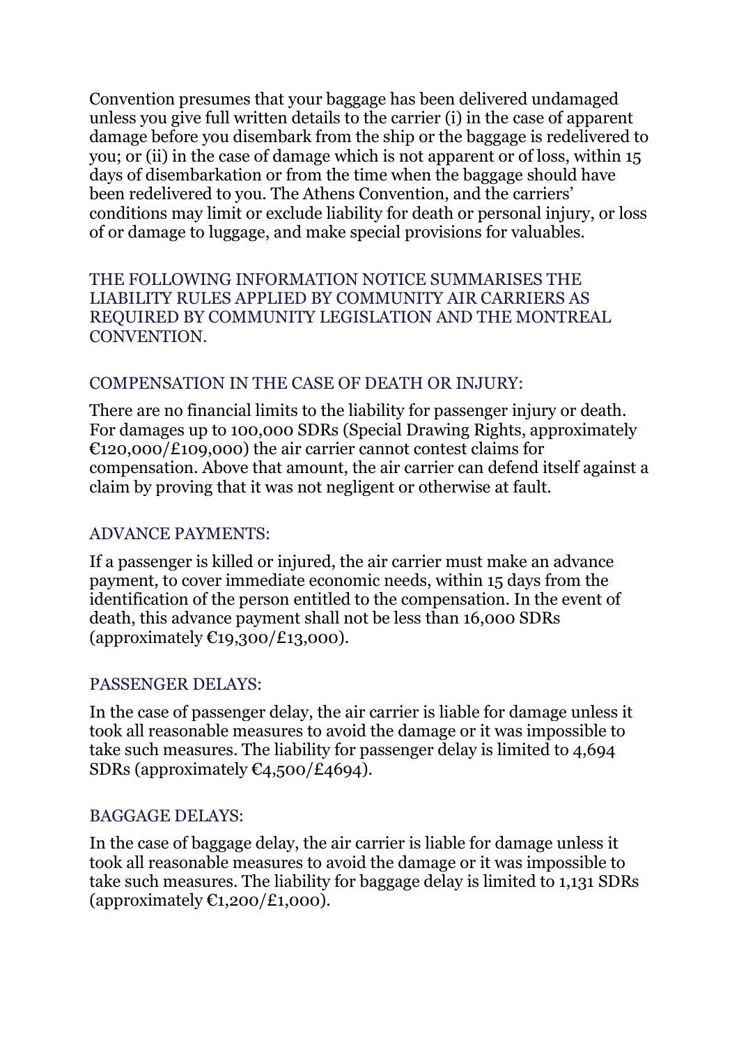Convention presumes that your baggage has been delivered undamaged unless you give full written details to the carrier (i) in the case of apparent damage before you disembark from the ship or the baggage is redelivered to you; or (ii) in the case of damage which is not apparent or of loss, within 15 days of disembarkation or from the time when the baggage should have been redelivered to you. The Athens Convention, and the carriers' conditions may limit or exclude liability for death or personal injury, or loss of or damage to luggage, and make special provisions for valuables.

THE FOLLOWING INFORMATION NOTICE SUMMARISES THE LIABILITY RULES APPLIED BY COMMUNITY AIR CARRIERS AS REQUIRED BY COMMUNITY LEGISLATION AND THE MONTREAL CONVENTION.

## COMPENSATION IN THE CASE OF DEATH OR INJURY:

There are no financial limits to the liability for passenger injury or death. For damages up to 100,000 SDRs (Special Drawing Rights, approximately €120,000/£109,000) the air carrier cannot contest claims for compensation. Above that amount, the air carrier can defend itself against a claim by proving that it was not negligent or otherwise at fault.

## ADVANCE PAYMENTS:

If a passenger is killed or injured, the air carrier must make an advance payment, to cover immediate economic needs, within 15 days from the identification of the person entitled to the compensation. In the event of death, this advance payment shall not be less than 16,000 SDRs (approximately €19,300/£13,000).

## PASSENGER DELAYS:

In the case of passenger delay, the air carrier is liable for damage unless it took all reasonable measures to avoid the damage or it was impossible to take such measures. The liability for passenger delay is limited to 4,694 SDRs (approximately €4,500/£4694).

## BAGGAGE DELAYS:

In the case of baggage delay, the air carrier is liable for damage unless it took all reasonable measures to avoid the damage or it was impossible to take such measures. The liability for baggage delay is limited to 1,131 SDRs (approximately €1,200/£1,000).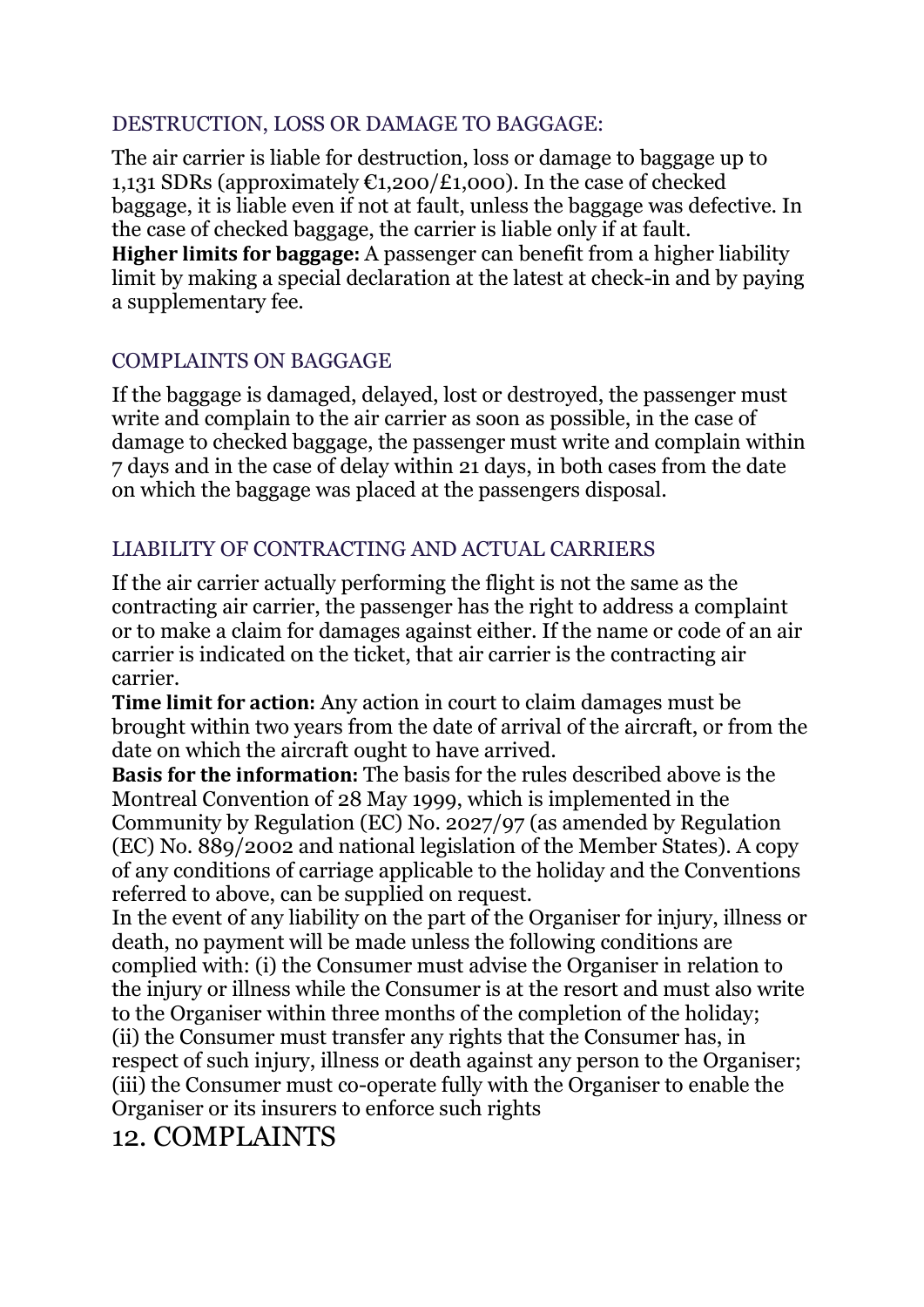## DESTRUCTION, LOSS OR DAMAGE TO BAGGAGE:

The air carrier is liable for destruction, loss or damage to baggage up to 1,131 SDRs (approximately €1,200/£1,000). In the case of checked baggage, it is liable even if not at fault, unless the baggage was defective. In the case of checked baggage, the carrier is liable only if at fault.
**Higher limits for baggage:** A passenger can benefit from a higher liability limit by making a special declaration at the latest at check-in and by paying a supplementary fee.

## COMPLAINTS ON BAGGAGE

If the baggage is damaged, delayed, lost or destroyed, the passenger must write and complain to the air carrier as soon as possible, in the case of damage to checked baggage, the passenger must write and complain within 7 days and in the case of delay within 21 days, in both cases from the date on which the baggage was placed at the passengers disposal.

## LIABILITY OF CONTRACTING AND ACTUAL CARRIERS

If the air carrier actually performing the flight is not the same as the contracting air carrier, the passenger has the right to address a complaint or to make a claim for damages against either. If the name or code of an air carrier is indicated on the ticket, that air carrier is the contracting air carrier.
**Time limit for action:** Any action in court to claim damages must be brought within two years from the date of arrival of the aircraft, or from the date on which the aircraft ought to have arrived.
**Basis for the information:** The basis for the rules described above is the Montreal Convention of 28 May 1999, which is implemented in the Community by Regulation (EC) No. 2027/97 (as amended by Regulation (EC) No. 889/2002 and national legislation of the Member States). A copy of any conditions of carriage applicable to the holiday and the Conventions referred to above, can be supplied on request.
In the event of any liability on the part of the Organiser for injury, illness or death, no payment will be made unless the following conditions are complied with: (i) the Consumer must advise the Organiser in relation to the injury or illness while the Consumer is at the resort and must also write to the Organiser within three months of the completion of the holiday; (ii) the Consumer must transfer any rights that the Consumer has, in respect of such injury, illness or death against any person to the Organiser; (iii) the Consumer must co-operate fully with the Organiser to enable the Organiser or its insurers to enforce such rights

# 12. COMPLAINTS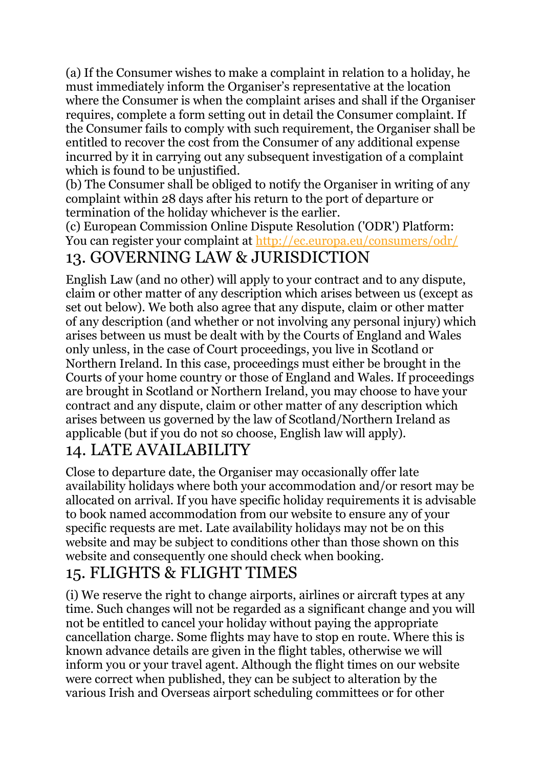(a) If the Consumer wishes to make a complaint in relation to a holiday, he must immediately inform the Organiser's representative at the location where the Consumer is when the complaint arises and shall if the Organiser requires, complete a form setting out in detail the Consumer complaint. If the Consumer fails to comply with such requirement, the Organiser shall be entitled to recover the cost from the Consumer of any additional expense incurred by it in carrying out any subsequent investigation of a complaint which is found to be unjustified.
(b) The Consumer shall be obliged to notify the Organiser in writing of any complaint within 28 days after his return to the port of departure or termination of the holiday whichever is the earlier.
(c) European Commission Online Dispute Resolution ('ODR') Platform: You can register your complaint at [http://ec.europa.eu/consumers/odr/](http://ec.europa.eu/consumers/odr/)

## 13. GOVERNING LAW & JURISDICTION

English Law (and no other) will apply to your contract and to any dispute, claim or other matter of any description which arises between us (except as set out below). We both also agree that any dispute, claim or other matter of any description (and whether or not involving any personal injury) which arises between us must be dealt with by the Courts of England and Wales only unless, in the case of Court proceedings, you live in Scotland or Northern Ireland. In this case, proceedings must either be brought in the Courts of your home country or those of England and Wales. If proceedings are brought in Scotland or Northern Ireland, you may choose to have your contract and any dispute, claim or other matter of any description which arises between us governed by the law of Scotland/Northern Ireland as applicable (but if you do not so choose, English law will apply).

## 14. LATE AVAILABILITY

Close to departure date, the Organiser may occasionally offer late availability holidays where both your accommodation and/or resort may be allocated on arrival. If you have specific holiday requirements it is advisable to book named accommodation from our website to ensure any of your specific requests are met. Late availability holidays may not be on this website and may be subject to conditions other than those shown on this website and consequently one should check when booking.

## 15. FLIGHTS & FLIGHT TIMES

(i) We reserve the right to change airports, airlines or aircraft types at any time. Such changes will not be regarded as a significant change and you will not be entitled to cancel your holiday without paying the appropriate cancellation charge. Some flights may have to stop en route. Where this is known advance details are given in the flight tables, otherwise we will inform you or your travel agent. Although the flight times on our website were correct when published, they can be subject to alteration by the various Irish and Overseas airport scheduling committees or for other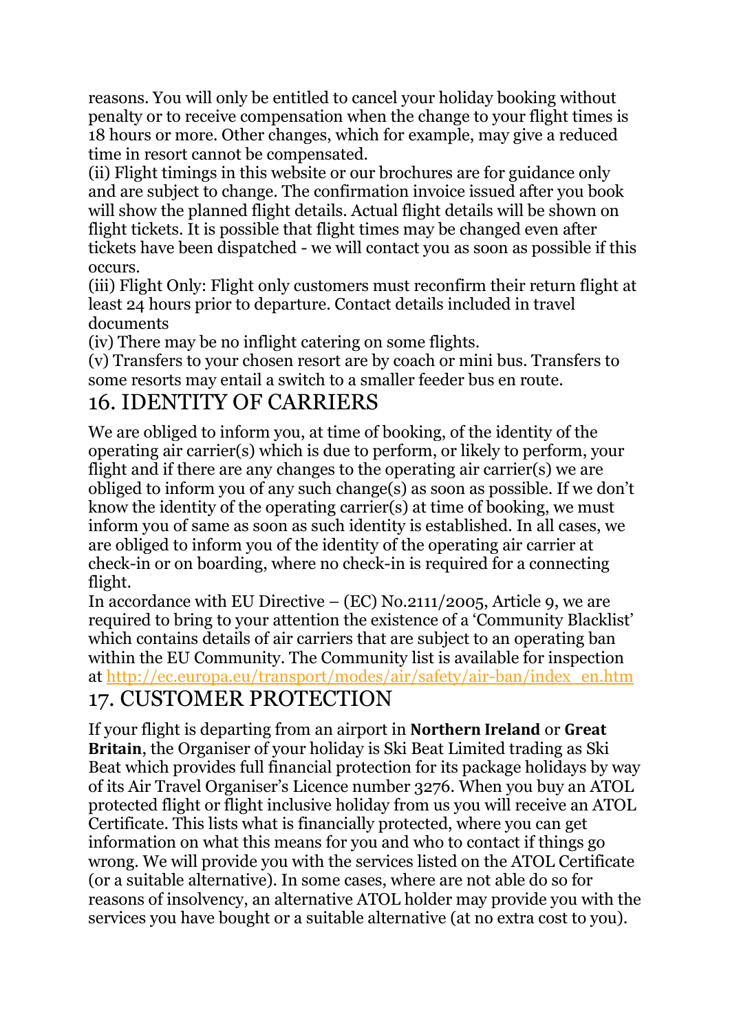reasons. You will only be entitled to cancel your holiday booking without penalty or to receive compensation when the change to your flight times is 18 hours or more. Other changes, which for example, may give a reduced time in resort cannot be compensated.

(ii) Flight timings in this website or our brochures are for guidance only and are subject to change. The confirmation invoice issued after you book will show the planned flight details. Actual flight details will be shown on flight tickets. It is possible that flight times may be changed even after tickets have been dispatched - we will contact you as soon as possible if this occurs.

(iii) Flight Only: Flight only customers must reconfirm their return flight at least 24 hours prior to departure. Contact details included in travel documents

(iv) There may be no inflight catering on some flights.

(v) Transfers to your chosen resort are by coach or mini bus. Transfers to some resorts may entail a switch to a smaller feeder bus en route.

## 16. IDENTITY OF CARRIERS

We are obliged to inform you, at time of booking, of the identity of the operating air carrier(s) which is due to perform, or likely to perform, your flight and if there are any changes to the operating air carrier(s) we are obliged to inform you of any such change(s) as soon as possible. If we don't know the identity of the operating carrier(s) at time of booking, we must inform you of same as soon as such identity is established. In all cases, we are obliged to inform you of the identity of the operating air carrier at check-in or on boarding, where no check-in is required for a connecting flight.

In accordance with EU Directive – (EC) No.2111/2005, Article 9, we are required to bring to your attention the existence of a 'Community Blacklist' which contains details of air carriers that are subject to an operating ban within the EU Community. The Community list is available for inspection at [http://ec.europa.eu/transport/modes/air/safety/air-ban/index_en.htm](http://ec.europa.eu/transport/modes/air/safety/air-ban/index_en.htm)

## 17. CUSTOMER PROTECTION

If your flight is departing from an airport in **Northern Ireland** or **Great Britain**, the Organiser of your holiday is Ski Beat Limited trading as Ski Beat which provides full financial protection for its package holidays by way of its Air Travel Organiser's Licence number 3276. When you buy an ATOL protected flight or flight inclusive holiday from us you will receive an ATOL Certificate. This lists what is financially protected, where you can get information on what this means for you and who to contact if things go wrong. We will provide you with the services listed on the ATOL Certificate (or a suitable alternative). In some cases, where are not able do so for reasons of insolvency, an alternative ATOL holder may provide you with the services you have bought or a suitable alternative (at no extra cost to you).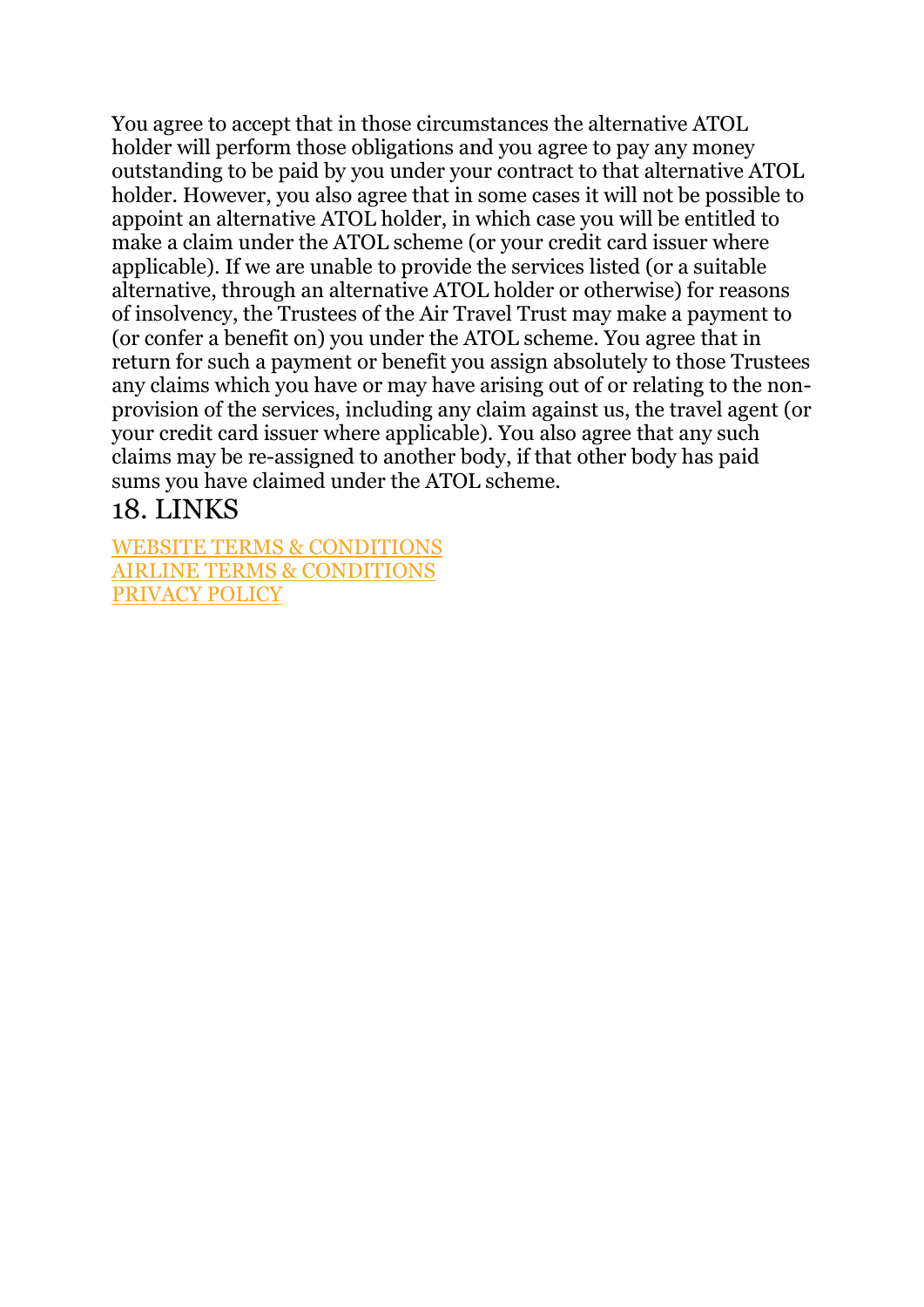You agree to accept that in those circumstances the alternative ATOL holder will perform those obligations and you agree to pay any money outstanding to be paid by you under your contract to that alternative ATOL holder. However, you also agree that in some cases it will not be possible to appoint an alternative ATOL holder, in which case you will be entitled to make a claim under the ATOL scheme (or your credit card issuer where applicable). If we are unable to provide the services listed (or a suitable alternative, through an alternative ATOL holder or otherwise) for reasons of insolvency, the Trustees of the Air Travel Trust may make a payment to (or confer a benefit on) you under the ATOL scheme. You agree that in return for such a payment or benefit you assign absolutely to those Trustees any claims which you have or may have arising out of or relating to the non-provision of the services, including any claim against us, the travel agent (or your credit card issuer where applicable). You also agree that any such claims may be re-assigned to another body, if that other body has paid sums you have claimed under the ATOL scheme.

## 18. LINKS

WEBSITE TERMS & CONDITIONS
AIRLINE TERMS & CONDITIONS
PRIVACY POLICY